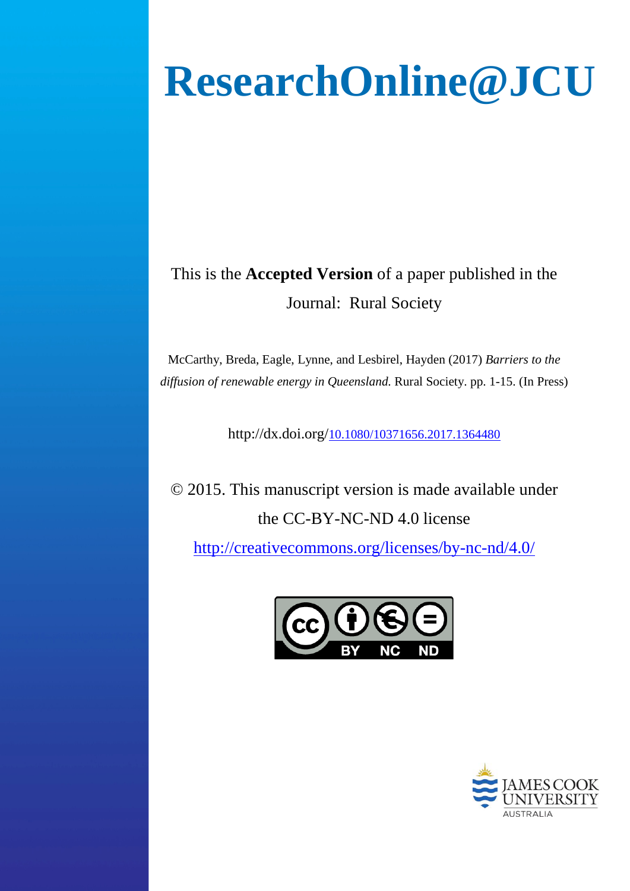# ResearchOnline@JCU

This is the **Accepted Version** of a paper published in the Journal: Rural Society

McCarthy, Breda, Eagle, Lynne, and Lesbirel, Hayden (2017) *Barriers to the diffusion of renewable energy in Queensland.* Rural Society. pp. 1-15. (In Press)

http://dx.doi.org/10.1080/10371656.2017.1364480

© 2015. This manuscript version is made available under the CC-BY-NC-ND 4.0 license

http://creativecommons.org/licenses/by-nc-nd/4.0/

JAMES COOK UNIVERSITY AUSTRALIA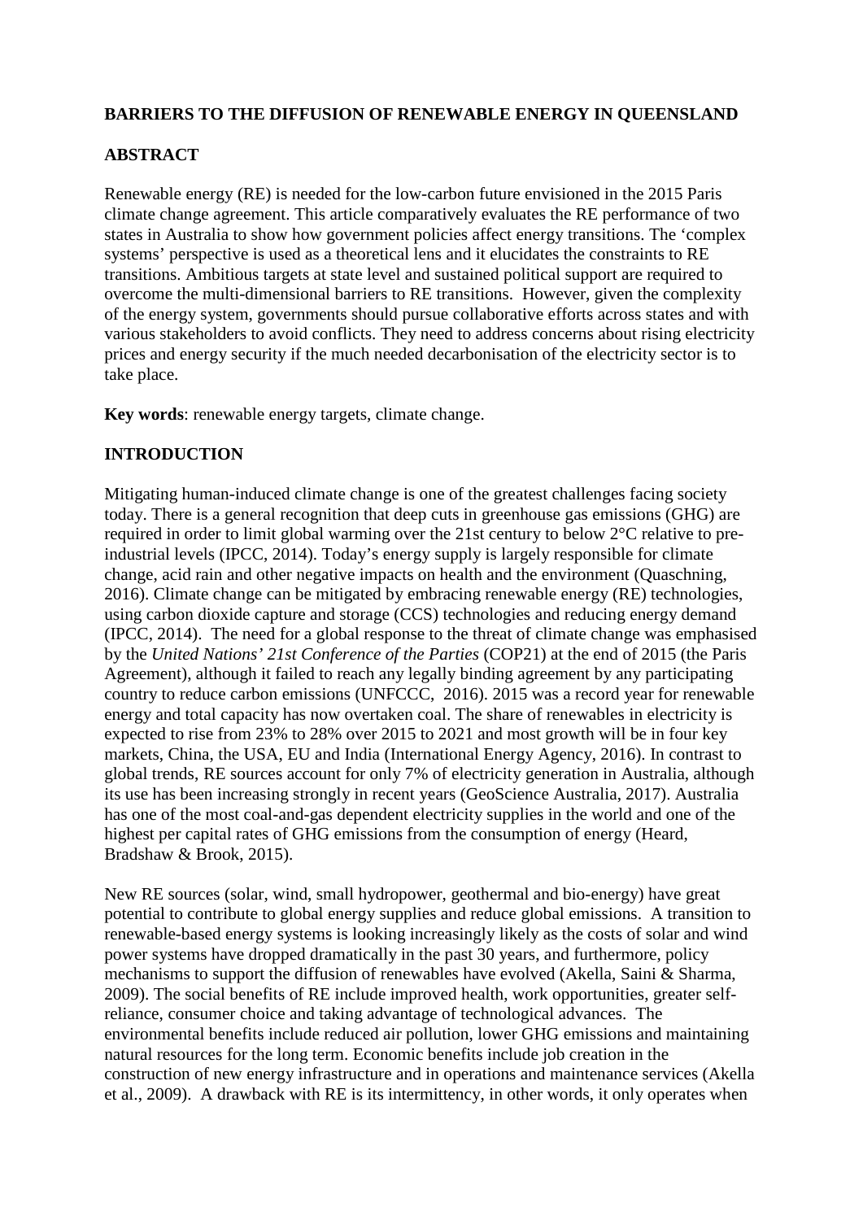**BARRIERS TO THE DIFFUSION OF RENEWABLE ENERGY IN QUEENSLAND**

**ABSTRACT**

Renewable energy (RE) is needed for the low-carbon future envisioned in the 2015 Paris climate change agreement. This article comparatively evaluates the RE performance of two states in Australia to show how government policies affect energy transitions. The 'complex systems' perspective is used as a theoretical lens and it elucidates the constraints to RE transitions. Ambitious targets at state level and sustained political support are required to overcome the multi-dimensional barriers to RE transitions. However, given the complexity of the energy system, governments should pursue collaborative efforts across states and with various stakeholders to avoid conflicts. They need to address concerns about rising electricity prices and energy security if the much needed decarbonisation of the electricity sector is to take place.

**Key words**: renewable energy targets, climate change.

**INTRODUCTION**

Mitigating human-induced climate change is one of the greatest challenges facing society today. There is a general recognition that deep cuts in greenhouse gas emissions (GHG) are required in order to limit global warming over the 21st century to below 2°C relative to pre-industrial levels (IPCC, 2014). Today's energy supply is largely responsible for climate change, acid rain and other negative impacts on health and the environment (Quaschning, 2016). Climate change can be mitigated by embracing renewable energy (RE) technologies, using carbon dioxide capture and storage (CCS) technologies and reducing energy demand (IPCC, 2014). The need for a global response to the threat of climate change was emphasised by the *United Nations' 21st Conference of the Parties* (COP21) at the end of 2015 (the Paris Agreement), although it failed to reach any legally binding agreement by any participating country to reduce carbon emissions (UNFCCC, 2016). 2015 was a record year for renewable energy and total capacity has now overtaken coal. The share of renewables in electricity is expected to rise from 23% to 28% over 2015 to 2021 and most growth will be in four key markets, China, the USA, EU and India (International Energy Agency, 2016). In contrast to global trends, RE sources account for only 7% of electricity generation in Australia, although its use has been increasing strongly in recent years (GeoScience Australia, 2017). Australia has one of the most coal-and-gas dependent electricity supplies in the world and one of the highest per capital rates of GHG emissions from the consumption of energy (Heard, Bradshaw & Brook, 2015).

New RE sources (solar, wind, small hydropower, geothermal and bio-energy) have great potential to contribute to global energy supplies and reduce global emissions. A transition to renewable-based energy systems is looking increasingly likely as the costs of solar and wind power systems have dropped dramatically in the past 30 years, and furthermore, policy mechanisms to support the diffusion of renewables have evolved (Akella, Saini & Sharma, 2009). The social benefits of RE include improved health, work opportunities, greater self-reliance, consumer choice and taking advantage of technological advances. The environmental benefits include reduced air pollution, lower GHG emissions and maintaining natural resources for the long term. Economic benefits include job creation in the construction of new energy infrastructure and in operations and maintenance services (Akella et al., 2009). A drawback with RE is its intermittency, in other words, it only operates when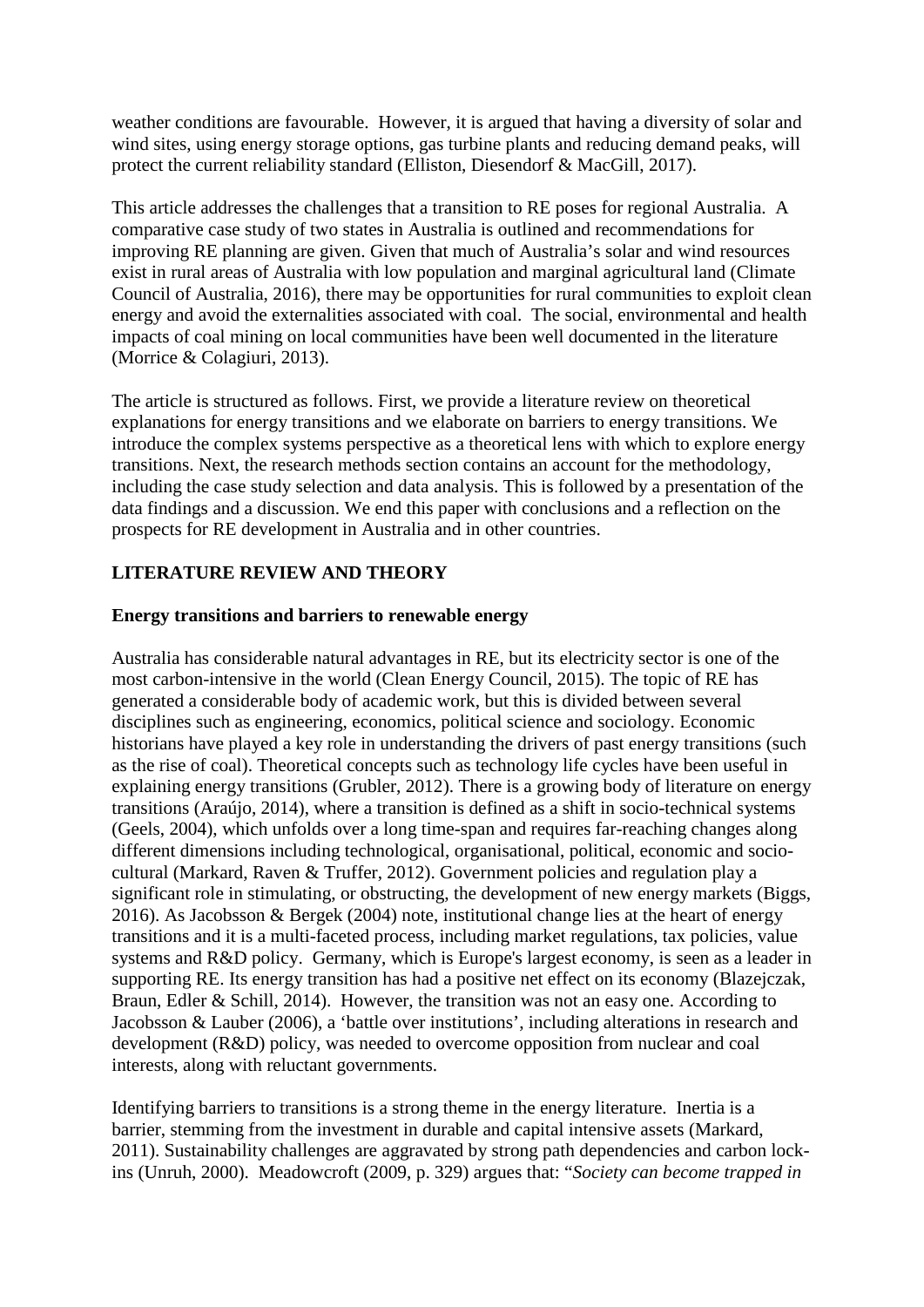weather conditions are favourable. However, it is argued that having a diversity of solar and wind sites, using energy storage options, gas turbine plants and reducing demand peaks, will protect the current reliability standard (Elliston, Diesendorf & MacGill, 2017).

This article addresses the challenges that a transition to RE poses for regional Australia. A comparative case study of two states in Australia is outlined and recommendations for improving RE planning are given. Given that much of Australia's solar and wind resources exist in rural areas of Australia with low population and marginal agricultural land (Climate Council of Australia, 2016), there may be opportunities for rural communities to exploit clean energy and avoid the externalities associated with coal. The social, environmental and health impacts of coal mining on local communities have been well documented in the literature (Morrice & Colagiuri, 2013).

The article is structured as follows. First, we provide a literature review on theoretical explanations for energy transitions and we elaborate on barriers to energy transitions. We introduce the complex systems perspective as a theoretical lens with which to explore energy transitions. Next, the research methods section contains an account for the methodology, including the case study selection and data analysis. This is followed by a presentation of the data findings and a discussion. We end this paper with conclusions and a reflection on the prospects for RE development in Australia and in other countries.

## LITERATURE REVIEW AND THEORY

### Energy transitions and barriers to renewable energy

Australia has considerable natural advantages in RE, but its electricity sector is one of the most carbon-intensive in the world (Clean Energy Council, 2015). The topic of RE has generated a considerable body of academic work, but this is divided between several disciplines such as engineering, economics, political science and sociology. Economic historians have played a key role in understanding the drivers of past energy transitions (such as the rise of coal). Theoretical concepts such as technology life cycles have been useful in explaining energy transitions (Grubler, 2012). There is a growing body of literature on energy transitions (Araújo, 2014), where a transition is defined as a shift in socio-technical systems (Geels, 2004), which unfolds over a long time-span and requires far-reaching changes along different dimensions including technological, organisational, political, economic and socio-cultural (Markard, Raven & Truffer, 2012). Government policies and regulation play a significant role in stimulating, or obstructing, the development of new energy markets (Biggs, 2016). As Jacobsson & Bergek (2004) note, institutional change lies at the heart of energy transitions and it is a multi-faceted process, including market regulations, tax policies, value systems and R&D policy. Germany, which is Europe's largest economy, is seen as a leader in supporting RE. Its energy transition has had a positive net effect on its economy (Blazejczak, Braun, Edler & Schill, 2014). However, the transition was not an easy one. According to Jacobsson & Lauber (2006), a 'battle over institutions', including alterations in research and development (R&D) policy, was needed to overcome opposition from nuclear and coal interests, along with reluctant governments.

Identifying barriers to transitions is a strong theme in the energy literature. Inertia is a barrier, stemming from the investment in durable and capital intensive assets (Markard, 2011). Sustainability challenges are aggravated by strong path dependencies and carbon lock-ins (Unruh, 2000). Meadowcroft (2009, p. 329) argues that: "*Society can become trapped in*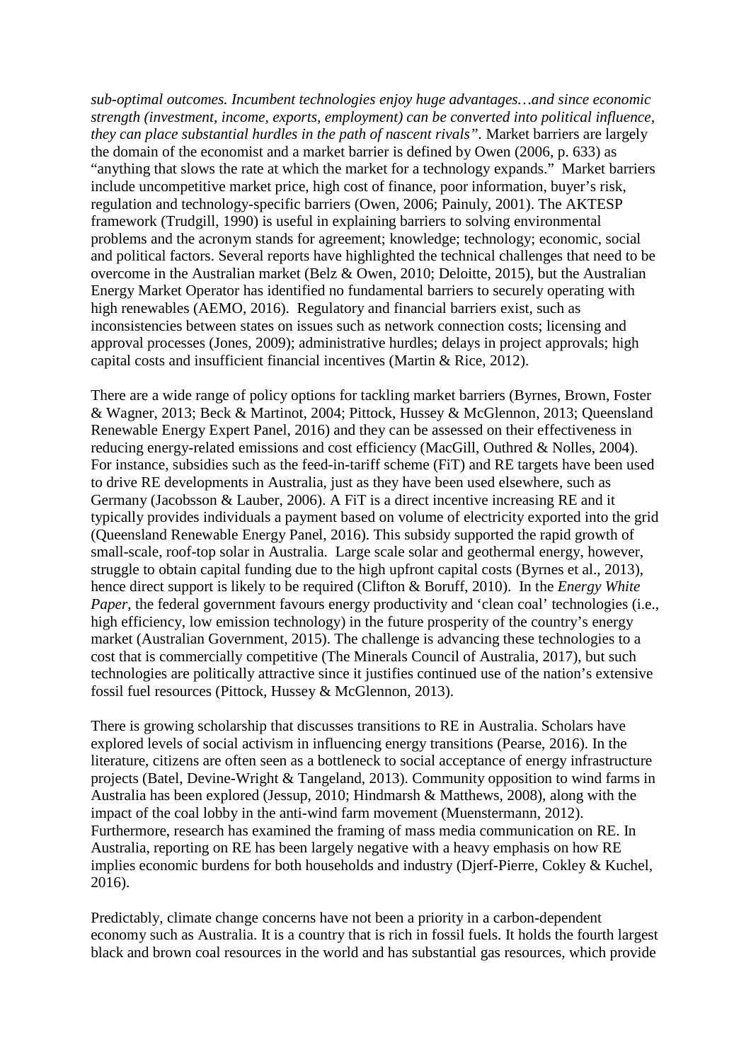*sub-optimal outcomes. Incumbent technologies enjoy huge advantages…and since economic strength (investment, income, exports, employment) can be converted into political influence, they can place substantial hurdles in the path of nascent rivals"*. Market barriers are largely the domain of the economist and a market barrier is defined by Owen (2006, p. 633) as "anything that slows the rate at which the market for a technology expands." Market barriers include uncompetitive market price, high cost of finance, poor information, buyer's risk, regulation and technology-specific barriers (Owen, 2006; Painuly, 2001). The AKTESP framework (Trudgill, 1990) is useful in explaining barriers to solving environmental problems and the acronym stands for agreement; knowledge; technology; economic, social and political factors. Several reports have highlighted the technical challenges that need to be overcome in the Australian market (Belz & Owen, 2010; Deloitte, 2015), but the Australian Energy Market Operator has identified no fundamental barriers to securely operating with high renewables (AEMO, 2016). Regulatory and financial barriers exist, such as inconsistencies between states on issues such as network connection costs; licensing and approval processes (Jones, 2009); administrative hurdles; delays in project approvals; high capital costs and insufficient financial incentives (Martin & Rice, 2012).

There are a wide range of policy options for tackling market barriers (Byrnes, Brown, Foster & Wagner, 2013; Beck & Martinot, 2004; Pittock, Hussey & McGlennon, 2013; Queensland Renewable Energy Expert Panel, 2016) and they can be assessed on their effectiveness in reducing energy-related emissions and cost efficiency (MacGill, Outhred & Nolles, 2004). For instance, subsidies such as the feed-in-tariff scheme (FiT) and RE targets have been used to drive RE developments in Australia, just as they have been used elsewhere, such as Germany (Jacobsson & Lauber, 2006). A FiT is a direct incentive increasing RE and it typically provides individuals a payment based on volume of electricity exported into the grid (Queensland Renewable Energy Panel, 2016). This subsidy supported the rapid growth of small-scale, roof-top solar in Australia. Large scale solar and geothermal energy, however, struggle to obtain capital funding due to the high upfront capital costs (Byrnes et al., 2013), hence direct support is likely to be required (Clifton & Boruff, 2010). In the *Energy White Paper*, the federal government favours energy productivity and 'clean coal' technologies (i.e., high efficiency, low emission technology) in the future prosperity of the country's energy market (Australian Government, 2015). The challenge is advancing these technologies to a cost that is commercially competitive (The Minerals Council of Australia, 2017), but such technologies are politically attractive since it justifies continued use of the nation's extensive fossil fuel resources (Pittock, Hussey & McGlennon, 2013).

There is growing scholarship that discusses transitions to RE in Australia. Scholars have explored levels of social activism in influencing energy transitions (Pearse, 2016). In the literature, citizens are often seen as a bottleneck to social acceptance of energy infrastructure projects (Batel, Devine-Wright & Tangeland, 2013). Community opposition to wind farms in Australia has been explored (Jessup, 2010; Hindmarsh & Matthews, 2008), along with the impact of the coal lobby in the anti-wind farm movement (Muenstermann, 2012). Furthermore, research has examined the framing of mass media communication on RE. In Australia, reporting on RE has been largely negative with a heavy emphasis on how RE implies economic burdens for both households and industry (Djerf-Pierre, Cokley & Kuchel, 2016).

Predictably, climate change concerns have not been a priority in a carbon-dependent economy such as Australia. It is a country that is rich in fossil fuels. It holds the fourth largest black and brown coal resources in the world and has substantial gas resources, which provide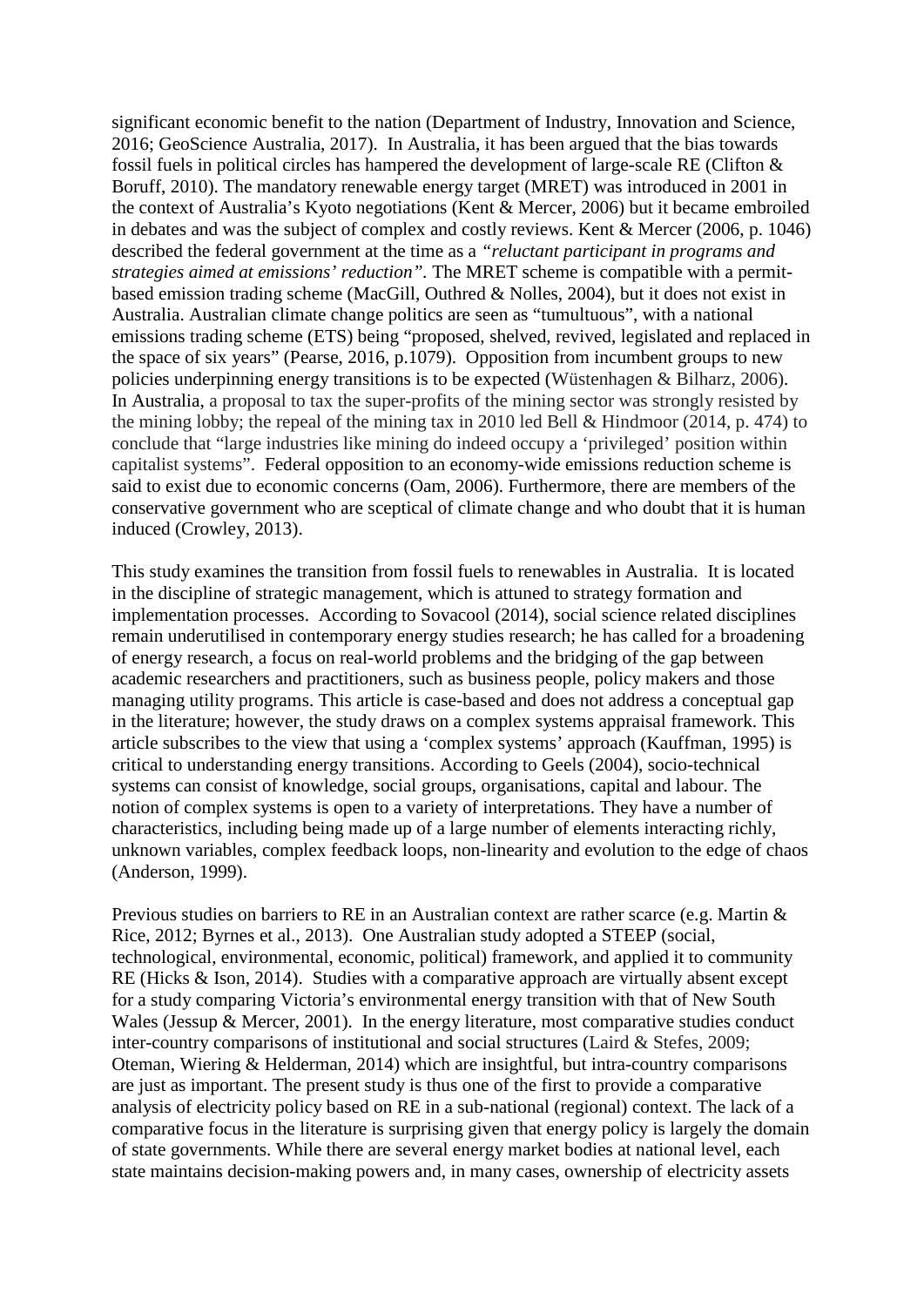significant economic benefit to the nation (Department of Industry, Innovation and Science, 2016; GeoScience Australia, 2017). In Australia, it has been argued that the bias towards fossil fuels in political circles has hampered the development of large-scale RE (Clifton & Boruff, 2010). The mandatory renewable energy target (MRET) was introduced in 2001 in the context of Australia's Kyoto negotiations (Kent & Mercer, 2006) but it became embroiled in debates and was the subject of complex and costly reviews. Kent & Mercer (2006, p. 1046) described the federal government at the time as a *"reluctant participant in programs and strategies aimed at emissions' reduction"*. The MRET scheme is compatible with a permit-based emission trading scheme (MacGill, Outhred & Nolles, 2004), but it does not exist in Australia. Australian climate change politics are seen as "tumultuous", with a national emissions trading scheme (ETS) being "proposed, shelved, revived, legislated and replaced in the space of six years" (Pearse, 2016, p.1079). Opposition from incumbent groups to new policies underpinning energy transitions is to be expected (Wüstenhagen & Bilharz, 2006). In Australia, a proposal to tax the super-profits of the mining sector was strongly resisted by the mining lobby; the repeal of the mining tax in 2010 led Bell & Hindmoor (2014, p. 474) to conclude that "large industries like mining do indeed occupy a 'privileged' position within capitalist systems". Federal opposition to an economy-wide emissions reduction scheme is said to exist due to economic concerns (Oam, 2006). Furthermore, there are members of the conservative government who are sceptical of climate change and who doubt that it is human induced (Crowley, 2013).

This study examines the transition from fossil fuels to renewables in Australia. It is located in the discipline of strategic management, which is attuned to strategy formation and implementation processes. According to Sovacool (2014), social science related disciplines remain underutilised in contemporary energy studies research; he has called for a broadening of energy research, a focus on real-world problems and the bridging of the gap between academic researchers and practitioners, such as business people, policy makers and those managing utility programs. This article is case-based and does not address a conceptual gap in the literature; however, the study draws on a complex systems appraisal framework. This article subscribes to the view that using a 'complex systems' approach (Kauffman, 1995) is critical to understanding energy transitions. According to Geels (2004), socio-technical systems can consist of knowledge, social groups, organisations, capital and labour. The notion of complex systems is open to a variety of interpretations. They have a number of characteristics, including being made up of a large number of elements interacting richly, unknown variables, complex feedback loops, non-linearity and evolution to the edge of chaos (Anderson, 1999).

Previous studies on barriers to RE in an Australian context are rather scarce (e.g. Martin & Rice, 2012; Byrnes et al., 2013). One Australian study adopted a STEEP (social, technological, environmental, economic, political) framework, and applied it to community RE (Hicks & Ison, 2014). Studies with a comparative approach are virtually absent except for a study comparing Victoria's environmental energy transition with that of New South Wales (Jessup & Mercer, 2001). In the energy literature, most comparative studies conduct inter-country comparisons of institutional and social structures (Laird & Stefes, 2009; Oteman, Wiering & Helderman, 2014) which are insightful, but intra-country comparisons are just as important. The present study is thus one of the first to provide a comparative analysis of electricity policy based on RE in a sub-national (regional) context. The lack of a comparative focus in the literature is surprising given that energy policy is largely the domain of state governments. While there are several energy market bodies at national level, each state maintains decision-making powers and, in many cases, ownership of electricity assets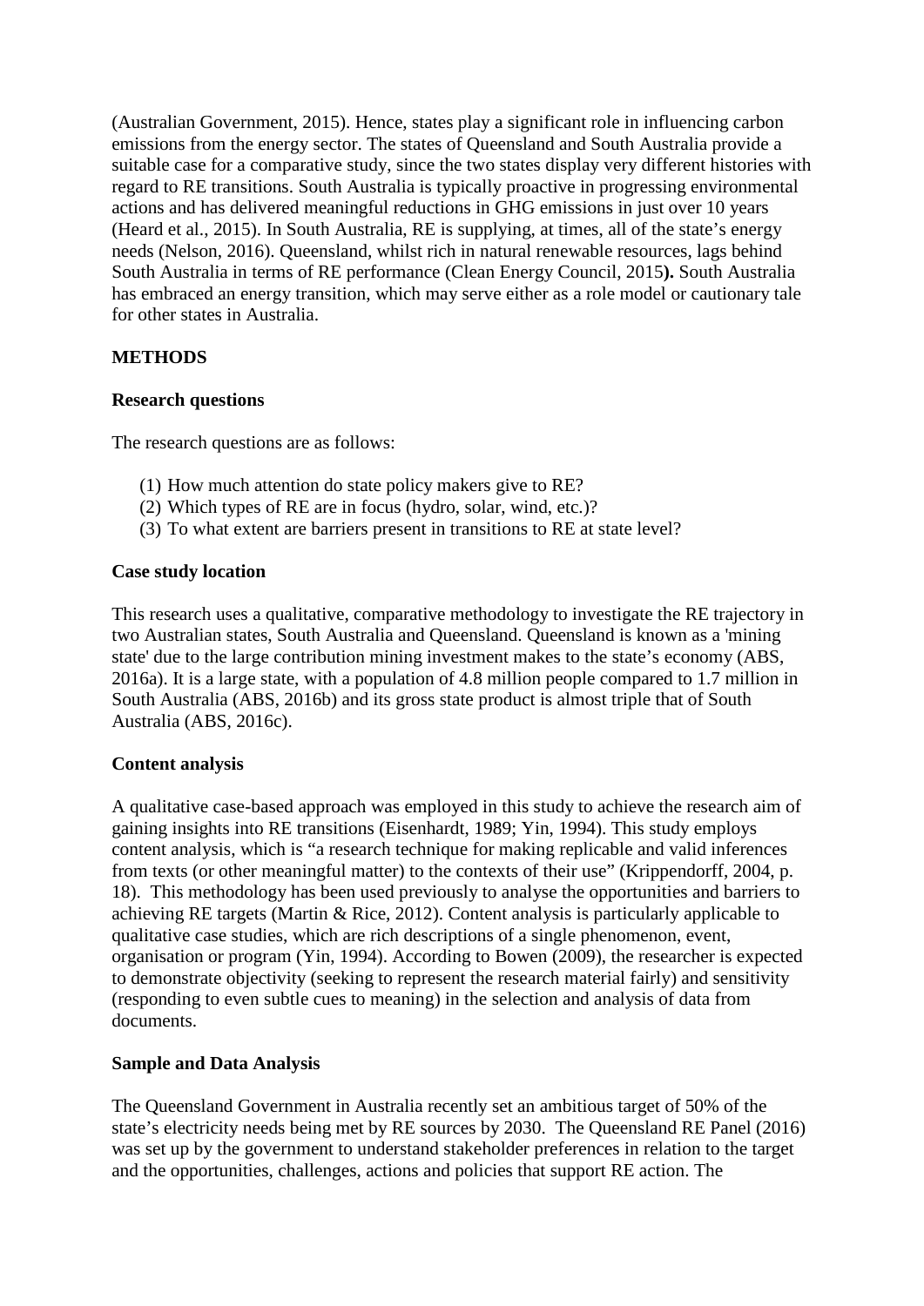(Australian Government, 2015). Hence, states play a significant role in influencing carbon emissions from the energy sector. The states of Queensland and South Australia provide a suitable case for a comparative study, since the two states display very different histories with regard to RE transitions. South Australia is typically proactive in progressing environmental actions and has delivered meaningful reductions in GHG emissions in just over 10 years (Heard et al., 2015). In South Australia, RE is supplying, at times, all of the state's energy needs (Nelson, 2016). Queensland, whilst rich in natural renewable resources, lags behind South Australia in terms of RE performance (Clean Energy Council, 2015**).** South Australia has embraced an energy transition, which may serve either as a role model or cautionary tale for other states in Australia.

## METHODS

### Research questions

The research questions are as follows:

(1) How much attention do state policy makers give to RE?
(2) Which types of RE are in focus (hydro, solar, wind, etc.)?
(3) To what extent are barriers present in transitions to RE at state level?

### Case study location

This research uses a qualitative, comparative methodology to investigate the RE trajectory in two Australian states, South Australia and Queensland. Queensland is known as a 'mining state' due to the large contribution mining investment makes to the state's economy (ABS, 2016a). It is a large state, with a population of 4.8 million people compared to 1.7 million in South Australia (ABS, 2016b) and its gross state product is almost triple that of South Australia (ABS, 2016c).

### Content analysis

A qualitative case-based approach was employed in this study to achieve the research aim of gaining insights into RE transitions (Eisenhardt, 1989; Yin, 1994). This study employs content analysis, which is "a research technique for making replicable and valid inferences from texts (or other meaningful matter) to the contexts of their use" (Krippendorff, 2004, p. 18). This methodology has been used previously to analyse the opportunities and barriers to achieving RE targets (Martin & Rice, 2012). Content analysis is particularly applicable to qualitative case studies, which are rich descriptions of a single phenomenon, event, organisation or program (Yin, 1994). According to Bowen (2009), the researcher is expected to demonstrate objectivity (seeking to represent the research material fairly) and sensitivity (responding to even subtle cues to meaning) in the selection and analysis of data from documents.

### Sample and Data Analysis

The Queensland Government in Australia recently set an ambitious target of 50% of the state's electricity needs being met by RE sources by 2030. The Queensland RE Panel (2016) was set up by the government to understand stakeholder preferences in relation to the target and the opportunities, challenges, actions and policies that support RE action. The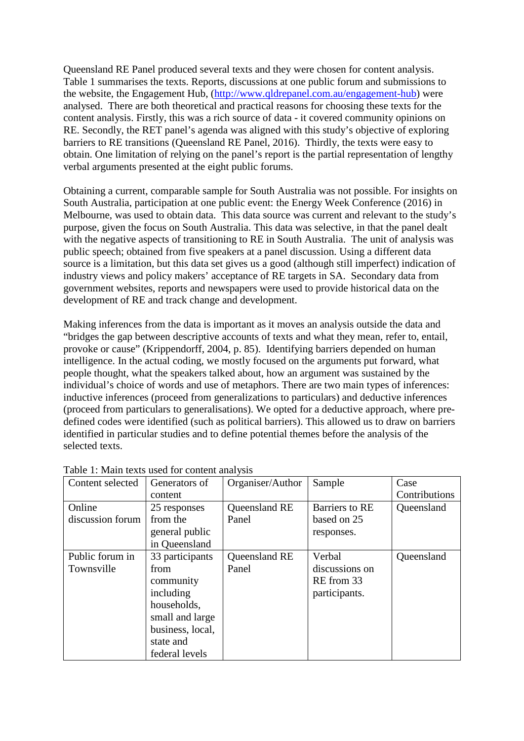Queensland RE Panel produced several texts and they were chosen for content analysis. Table 1 summarises the texts. Reports, discussions at one public forum and submissions to the website, the Engagement Hub, (http://www.qldrepanel.com.au/engagement-hub) were analysed. There are both theoretical and practical reasons for choosing these texts for the content analysis. Firstly, this was a rich source of data - it covered community opinions on RE. Secondly, the RET panel's agenda was aligned with this study's objective of exploring barriers to RE transitions (Queensland RE Panel, 2016). Thirdly, the texts were easy to obtain. One limitation of relying on the panel's report is the partial representation of lengthy verbal arguments presented at the eight public forums.

Obtaining a current, comparable sample for South Australia was not possible. For insights on South Australia, participation at one public event: the Energy Week Conference (2016) in Melbourne, was used to obtain data. This data source was current and relevant to the study's purpose, given the focus on South Australia. This data was selective, in that the panel dealt with the negative aspects of transitioning to RE in South Australia. The unit of analysis was public speech; obtained from five speakers at a panel discussion. Using a different data source is a limitation, but this data set gives us a good (although still imperfect) indication of industry views and policy makers' acceptance of RE targets in SA. Secondary data from government websites, reports and newspapers were used to provide historical data on the development of RE and track change and development.

Making inferences from the data is important as it moves an analysis outside the data and "bridges the gap between descriptive accounts of texts and what they mean, refer to, entail, provoke or cause" (Krippendorff, 2004, p. 85). Identifying barriers depended on human intelligence. In the actual coding, we mostly focused on the arguments put forward, what people thought, what the speakers talked about, how an argument was sustained by the individual's choice of words and use of metaphors. There are two main types of inferences: inductive inferences (proceed from generalizations to particulars) and deductive inferences (proceed from particulars to generalisations). We opted for a deductive approach, where pre-defined codes were identified (such as political barriers). This allowed us to draw on barriers identified in particular studies and to define potential themes before the analysis of the selected texts.

Table 1: Main texts used for content analysis

| Content selected | Generators of content | Organiser/Author | Sample | Case Contributions |
|---|---|---|---|---|
| Online discussion forum | 25 responses from the general public in Queensland | Queensland RE Panel | Barriers to RE based on 25 responses. | Queensland |
| Public forum in Townsville | 33 participants from community including households, small and large business, local, state and federal levels | Queensland RE Panel | Verbal discussions on RE from 33 participants. | Queensland |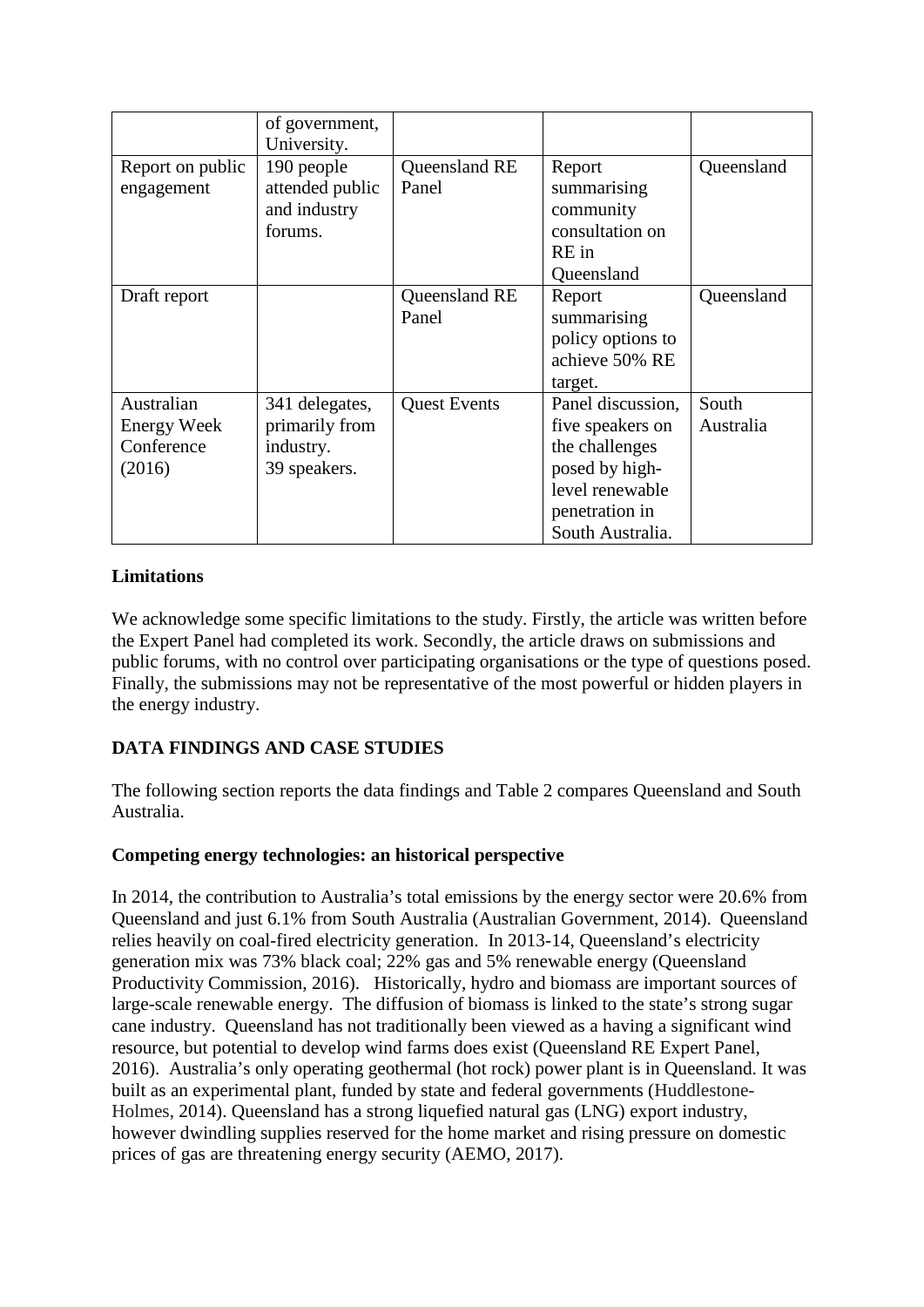| | of government, University. | | | |
|---|---|---|---|---|
| Report on public engagement | 190 people attended public and industry forums. | Queensland RE Panel | Report summarising community consultation on RE in Queensland | Queensland |
| Draft report | | Queensland RE Panel | Report summarising policy options to achieve 50% RE target. | Queensland |
| Australian Energy Week Conference (2016) | 341 delegates, primarily from industry. 39 speakers. | Quest Events | Panel discussion, five speakers on the challenges posed by high-level renewable penetration in South Australia. | South Australia |

**Limitations**

We acknowledge some specific limitations to the study. Firstly, the article was written before the Expert Panel had completed its work. Secondly, the article draws on submissions and public forums, with no control over participating organisations or the type of questions posed. Finally, the submissions may not be representative of the most powerful or hidden players in the energy industry.

**DATA FINDINGS AND CASE STUDIES**

The following section reports the data findings and Table 2 compares Queensland and South Australia.

**Competing energy technologies: an historical perspective**

In 2014, the contribution to Australia's total emissions by the energy sector were 20.6% from Queensland and just 6.1% from South Australia (Australian Government, 2014). Queensland relies heavily on coal-fired electricity generation. In 2013-14, Queensland's electricity generation mix was 73% black coal; 22% gas and 5% renewable energy (Queensland Productivity Commission, 2016). Historically, hydro and biomass are important sources of large-scale renewable energy. The diffusion of biomass is linked to the state's strong sugar cane industry. Queensland has not traditionally been viewed as a having a significant wind resource, but potential to develop wind farms does exist (Queensland RE Expert Panel, 2016). Australia's only operating geothermal (hot rock) power plant is in Queensland. It was built as an experimental plant, funded by state and federal governments (Huddlestone-Holmes, 2014). Queensland has a strong liquefied natural gas (LNG) export industry, however dwindling supplies reserved for the home market and rising pressure on domestic prices of gas are threatening energy security (AEMO, 2017).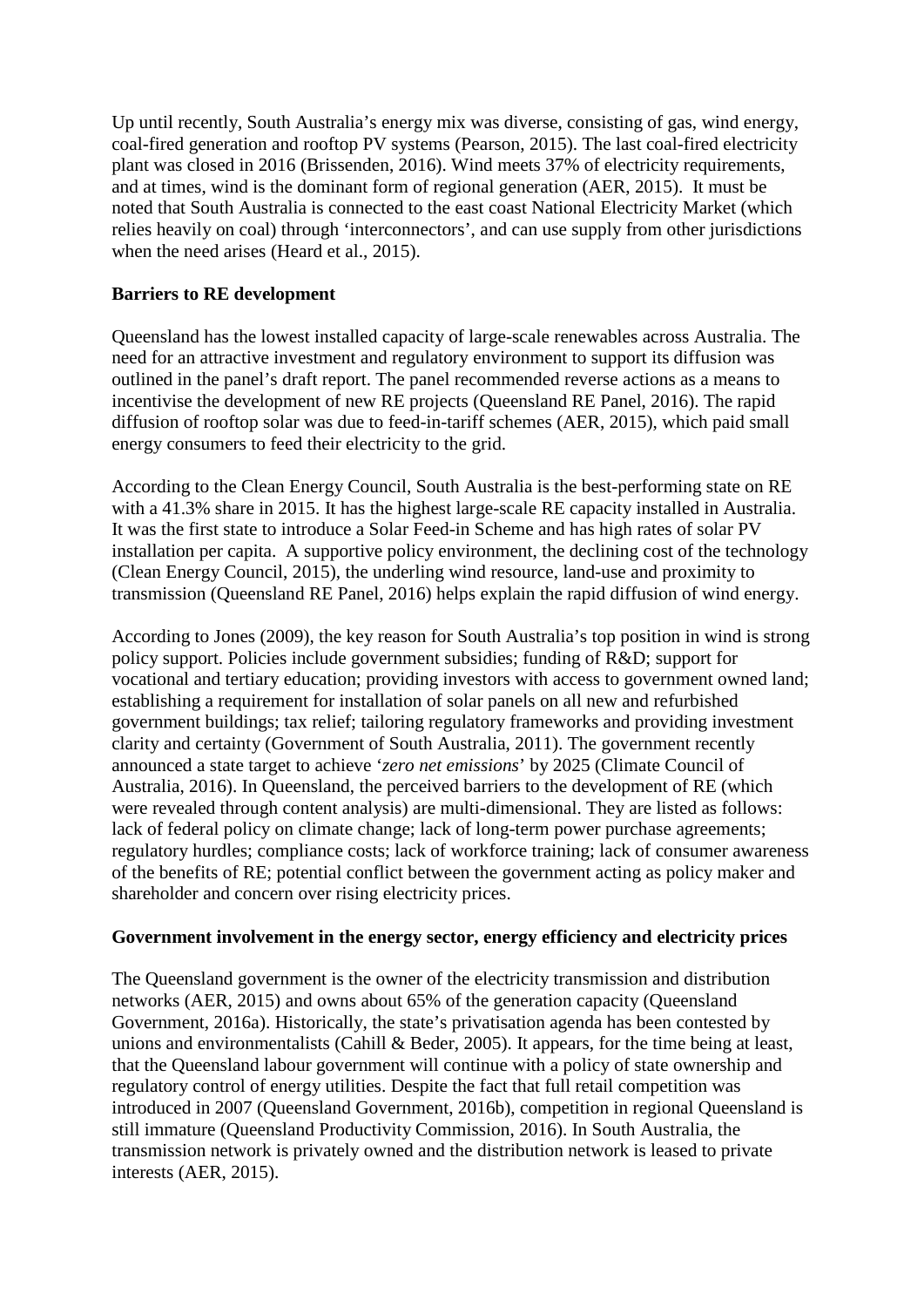Up until recently, South Australia's energy mix was diverse, consisting of gas, wind energy, coal-fired generation and rooftop PV systems (Pearson, 2015). The last coal-fired electricity plant was closed in 2016 (Brissenden, 2016). Wind meets 37% of electricity requirements, and at times, wind is the dominant form of regional generation (AER, 2015). It must be noted that South Australia is connected to the east coast National Electricity Market (which relies heavily on coal) through 'interconnectors', and can use supply from other jurisdictions when the need arises (Heard et al., 2015).

**Barriers to RE development**

Queensland has the lowest installed capacity of large-scale renewables across Australia. The need for an attractive investment and regulatory environment to support its diffusion was outlined in the panel's draft report. The panel recommended reverse actions as a means to incentivise the development of new RE projects (Queensland RE Panel, 2016). The rapid diffusion of rooftop solar was due to feed-in-tariff schemes (AER, 2015), which paid small energy consumers to feed their electricity to the grid.

According to the Clean Energy Council, South Australia is the best-performing state on RE with a 41.3% share in 2015. It has the highest large-scale RE capacity installed in Australia. It was the first state to introduce a Solar Feed-in Scheme and has high rates of solar PV installation per capita. A supportive policy environment, the declining cost of the technology (Clean Energy Council, 2015), the underling wind resource, land-use and proximity to transmission (Queensland RE Panel, 2016) helps explain the rapid diffusion of wind energy.

According to Jones (2009), the key reason for South Australia's top position in wind is strong policy support. Policies include government subsidies; funding of R&D; support for vocational and tertiary education; providing investors with access to government owned land; establishing a requirement for installation of solar panels on all new and refurbished government buildings; tax relief; tailoring regulatory frameworks and providing investment clarity and certainty (Government of South Australia, 2011). The government recently announced a state target to achieve '*zero net emissions*' by 2025 (Climate Council of Australia, 2016). In Queensland, the perceived barriers to the development of RE (which were revealed through content analysis) are multi-dimensional. They are listed as follows: lack of federal policy on climate change; lack of long-term power purchase agreements; regulatory hurdles; compliance costs; lack of workforce training; lack of consumer awareness of the benefits of RE; potential conflict between the government acting as policy maker and shareholder and concern over rising electricity prices.

**Government involvement in the energy sector, energy efficiency and electricity prices**

The Queensland government is the owner of the electricity transmission and distribution networks (AER, 2015) and owns about 65% of the generation capacity (Queensland Government, 2016a). Historically, the state's privatisation agenda has been contested by unions and environmentalists (Cahill & Beder, 2005). It appears, for the time being at least, that the Queensland labour government will continue with a policy of state ownership and regulatory control of energy utilities. Despite the fact that full retail competition was introduced in 2007 (Queensland Government, 2016b), competition in regional Queensland is still immature (Queensland Productivity Commission, 2016). In South Australia, the transmission network is privately owned and the distribution network is leased to private interests (AER, 2015).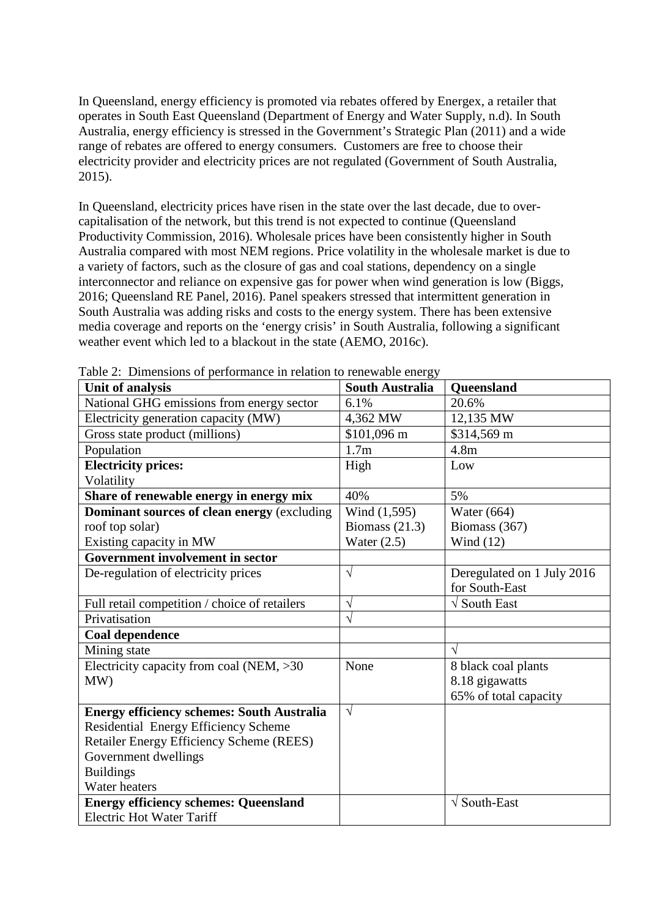In Queensland, energy efficiency is promoted via rebates offered by Energex, a retailer that operates in South East Queensland (Department of Energy and Water Supply, n.d). In South Australia, energy efficiency is stressed in the Government's Strategic Plan (2011) and a wide range of rebates are offered to energy consumers. Customers are free to choose their electricity provider and electricity prices are not regulated (Government of South Australia, 2015).

In Queensland, electricity prices have risen in the state over the last decade, due to over-capitalisation of the network, but this trend is not expected to continue (Queensland Productivity Commission, 2016). Wholesale prices have been consistently higher in South Australia compared with most NEM regions. Price volatility in the wholesale market is due to a variety of factors, such as the closure of gas and coal stations, dependency on a single interconnector and reliance on expensive gas for power when wind generation is low (Biggs, 2016; Queensland RE Panel, 2016). Panel speakers stressed that intermittent generation in South Australia was adding risks and costs to the energy system. There has been extensive media coverage and reports on the 'energy crisis' in South Australia, following a significant weather event which led to a blackout in the state (AEMO, 2016c).

Table 2: Dimensions of performance in relation to renewable energy

| Unit of analysis | South Australia | Queensland |
|---|---|---|
| National GHG emissions from energy sector | 6.1% | 20.6% |
| Electricity generation capacity (MW) | 4,362 MW | 12,135 MW |
| Gross state product (millions) | $101,096 m | $314,569 m |
| Population | 1.7m | 4.8m |
| **Electricity prices:** Volatility | High | Low |
| **Share of renewable energy in energy mix** | 40% | 5% |
| **Dominant sources of clean energy** (excluding roof top solar) Existing capacity in MW | Wind (1,595) Biomass (21.3) Water (2.5) | Water (664) Biomass (367) Wind (12) |
| **Government involvement in sector** | | |
| De-regulation of electricity prices | √ | Deregulated on 1 July 2016 for South-East |
| Full retail competition / choice of retailers | √ | √ South East |
| Privatisation | √ | |
| **Coal dependence** | | |
| Mining state | | √ |
| Electricity capacity from coal (NEM, >30 MW) | None | 8 black coal plants 8.18 gigawatts 65% of total capacity |
| **Energy efficiency schemes: South Australia** Residential Energy Efficiency Scheme Retailer Energy Efficiency Scheme (REES) Government dwellings Buildings Water heaters | √ | |
| **Energy efficiency schemes: Queensland** Electric Hot Water Tariff | | √ South-East |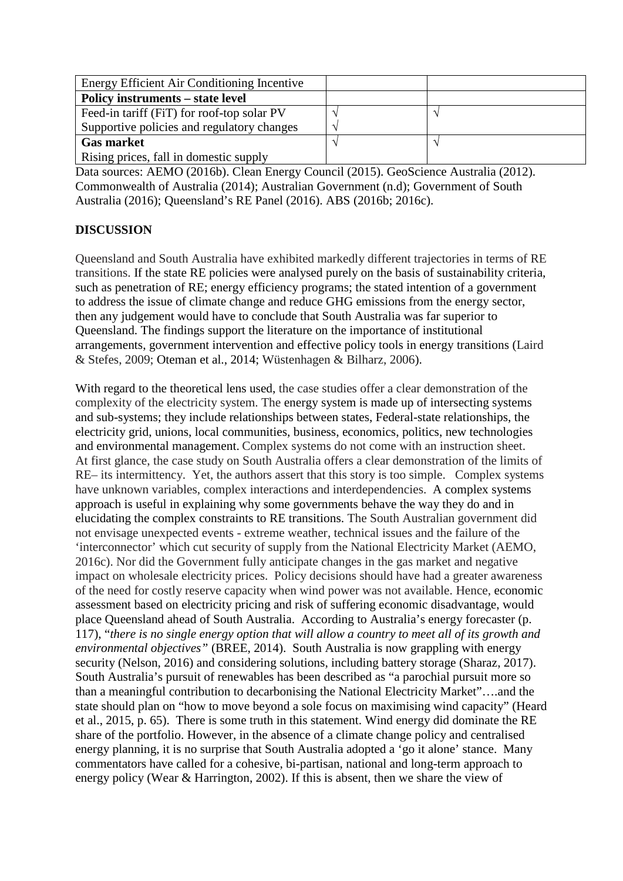| Energy Efficient Air Conditioning Incentive | | |
|---|---|---|
| **Policy instruments – state level** | | |
| Feed-in tariff (FiT) for roof-top solar PV | √ | √ |
| Supportive policies and regulatory changes | √ | |
| **Gas market** | √ | √ |
| Rising prices, fall in domestic supply | | |

Data sources: AEMO (2016b). Clean Energy Council (2015). GeoScience Australia (2012). Commonwealth of Australia (2014); Australian Government (n.d); Government of South Australia (2016); Queensland's RE Panel (2016). ABS (2016b; 2016c).

## DISCUSSION

Queensland and South Australia have exhibited markedly different trajectories in terms of RE transitions. If the state RE policies were analysed purely on the basis of sustainability criteria, such as penetration of RE; energy efficiency programs; the stated intention of a government to address the issue of climate change and reduce GHG emissions from the energy sector, then any judgement would have to conclude that South Australia was far superior to Queensland. The findings support the literature on the importance of institutional arrangements, government intervention and effective policy tools in energy transitions (Laird & Stefes, 2009; Oteman et al., 2014; Wüstenhagen & Bilharz, 2006).

With regard to the theoretical lens used, the case studies offer a clear demonstration of the complexity of the electricity system. The energy system is made up of intersecting systems and sub-systems; they include relationships between states, Federal-state relationships, the electricity grid, unions, local communities, business, economics, politics, new technologies and environmental management. Complex systems do not come with an instruction sheet. At first glance, the case study on South Australia offers a clear demonstration of the limits of RE– its intermittency. Yet, the authors assert that this story is too simple. Complex systems have unknown variables, complex interactions and interdependencies. A complex systems approach is useful in explaining why some governments behave the way they do and in elucidating the complex constraints to RE transitions. The South Australian government did not envisage unexpected events - extreme weather, technical issues and the failure of the 'interconnector' which cut security of supply from the National Electricity Market (AEMO, 2016c). Nor did the Government fully anticipate changes in the gas market and negative impact on wholesale electricity prices. Policy decisions should have had a greater awareness of the need for costly reserve capacity when wind power was not available. Hence, economic assessment based on electricity pricing and risk of suffering economic disadvantage, would place Queensland ahead of South Australia. According to Australia's energy forecaster (p. 117), "*there is no single energy option that will allow a country to meet all of its growth and environmental objectives*" (BREE, 2014). South Australia is now grappling with energy security (Nelson, 2016) and considering solutions, including battery storage (Sharaz, 2017). South Australia's pursuit of renewables has been described as "a parochial pursuit more so than a meaningful contribution to decarbonising the National Electricity Market"….and the state should plan on "how to move beyond a sole focus on maximising wind capacity" (Heard et al., 2015, p. 65). There is some truth in this statement. Wind energy did dominate the RE share of the portfolio. However, in the absence of a climate change policy and centralised energy planning, it is no surprise that South Australia adopted a 'go it alone' stance. Many commentators have called for a cohesive, bi-partisan, national and long-term approach to energy policy (Wear & Harrington, 2002). If this is absent, then we share the view of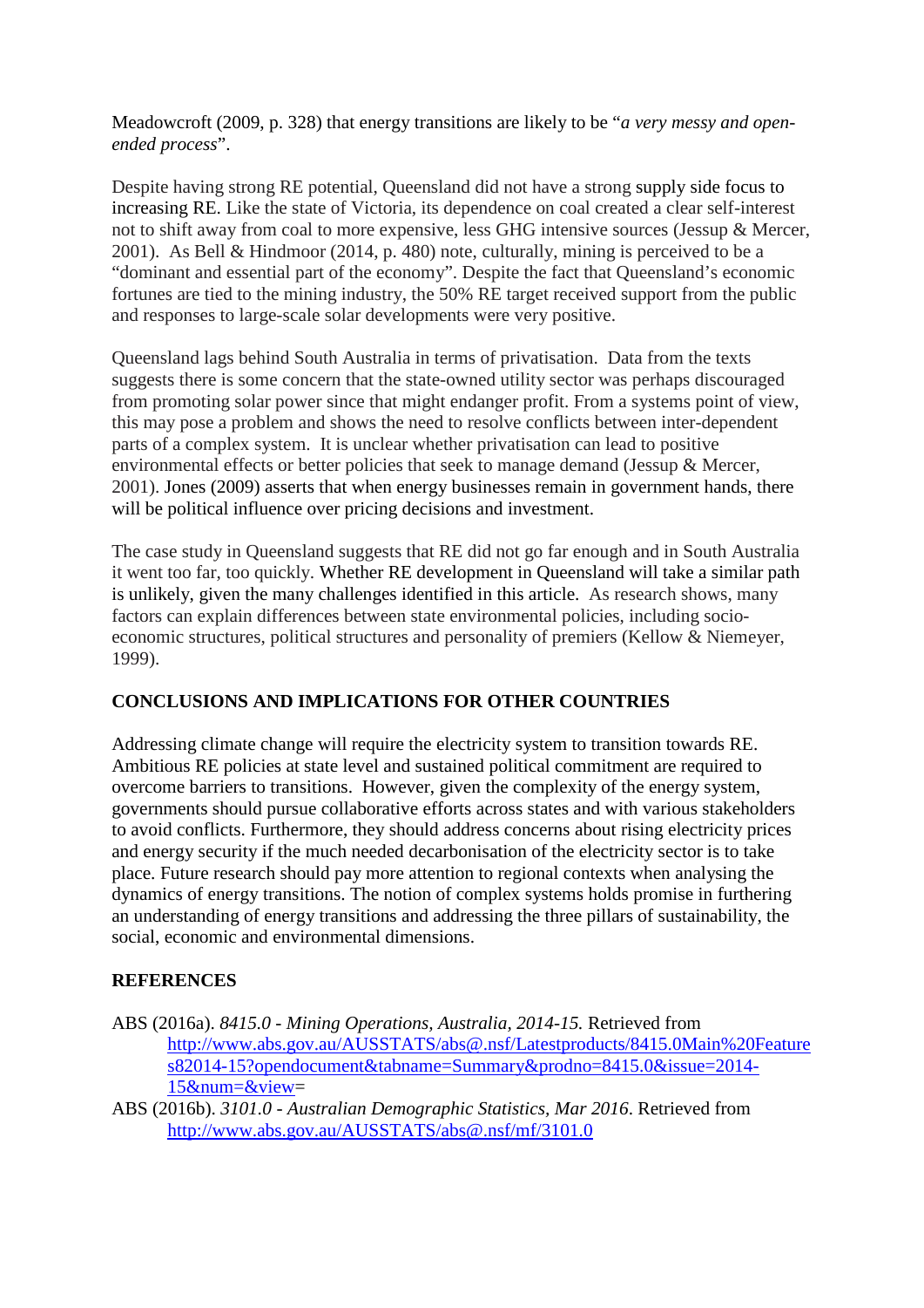Meadowcroft (2009, p. 328) that energy transitions are likely to be "*a very messy and open-ended process*".

Despite having strong RE potential, Queensland did not have a strong supply side focus to increasing RE. Like the state of Victoria, its dependence on coal created a clear self-interest not to shift away from coal to more expensive, less GHG intensive sources (Jessup & Mercer, 2001). As Bell & Hindmoor (2014, p. 480) note, culturally, mining is perceived to be a "dominant and essential part of the economy". Despite the fact that Queensland's economic fortunes are tied to the mining industry, the 50% RE target received support from the public and responses to large-scale solar developments were very positive.

Queensland lags behind South Australia in terms of privatisation. Data from the texts suggests there is some concern that the state-owned utility sector was perhaps discouraged from promoting solar power since that might endanger profit. From a systems point of view, this may pose a problem and shows the need to resolve conflicts between inter-dependent parts of a complex system. It is unclear whether privatisation can lead to positive environmental effects or better policies that seek to manage demand (Jessup & Mercer, 2001). Jones (2009) asserts that when energy businesses remain in government hands, there will be political influence over pricing decisions and investment.

The case study in Queensland suggests that RE did not go far enough and in South Australia it went too far, too quickly. Whether RE development in Queensland will take a similar path is unlikely, given the many challenges identified in this article. As research shows, many factors can explain differences between state environmental policies, including socio-economic structures, political structures and personality of premiers (Kellow & Niemeyer, 1999).

## CONCLUSIONS AND IMPLICATIONS FOR OTHER COUNTRIES

Addressing climate change will require the electricity system to transition towards RE. Ambitious RE policies at state level and sustained political commitment are required to overcome barriers to transitions. However, given the complexity of the energy system, governments should pursue collaborative efforts across states and with various stakeholders to avoid conflicts. Furthermore, they should address concerns about rising electricity prices and energy security if the much needed decarbonisation of the electricity sector is to take place. Future research should pay more attention to regional contexts when analysing the dynamics of energy transitions. The notion of complex systems holds promise in furthering an understanding of energy transitions and addressing the three pillars of sustainability, the social, economic and environmental dimensions.

## REFERENCES

ABS (2016a). *8415.0 - Mining Operations, Australia, 2014-15.* Retrieved from http://www.abs.gov.au/AUSSTATS/abs@.nsf/Latestproducts/8415.0Main%20Features82014-15?opendocument&tabname=Summary&prodno=8415.0&issue=2014-15&num=&view=

ABS (2016b). *3101.0 - Australian Demographic Statistics, Mar 2016*. Retrieved from http://www.abs.gov.au/AUSSTATS/abs@.nsf/mf/3101.0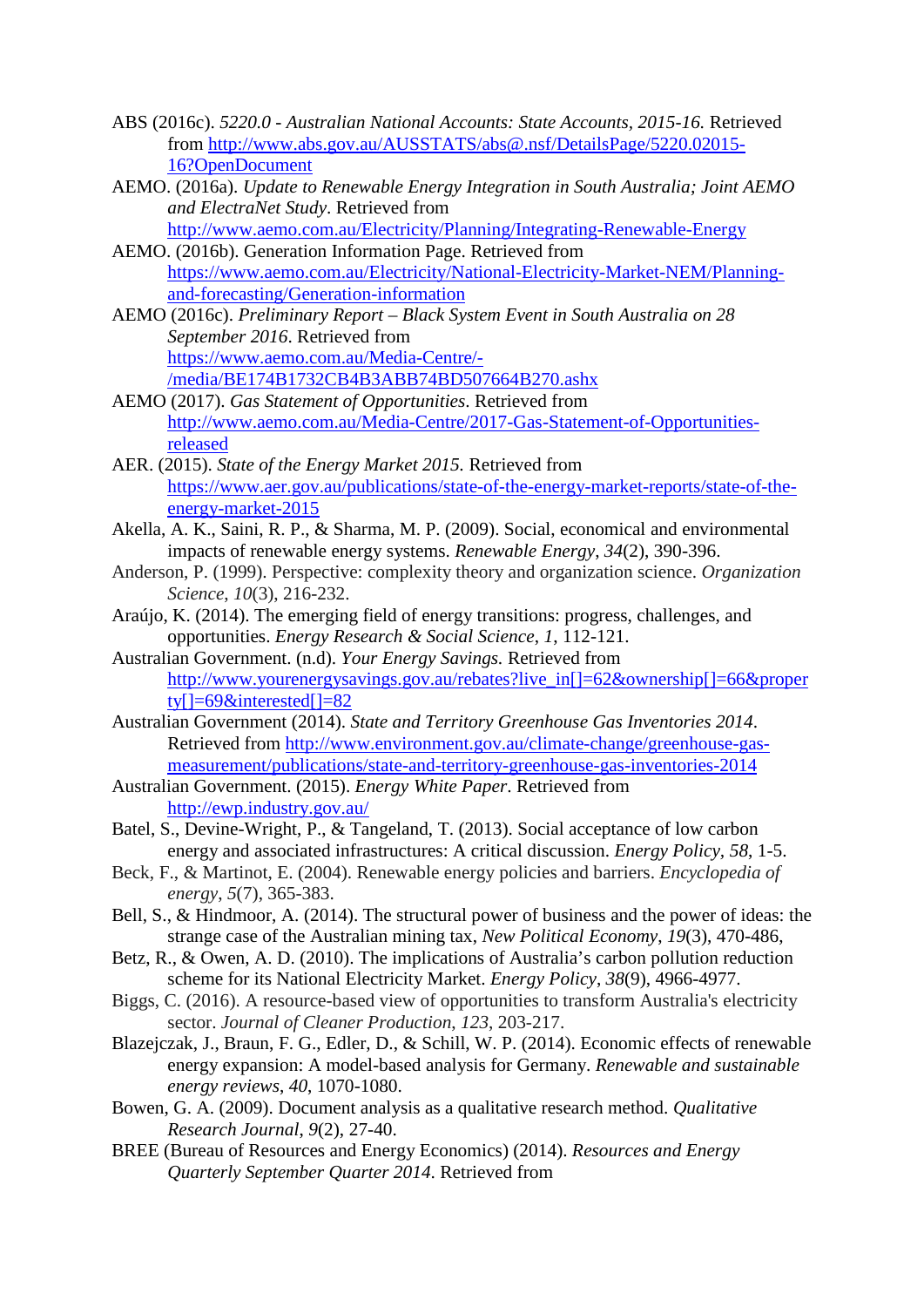ABS (2016c). *5220.0 - Australian National Accounts: State Accounts, 2015-16.* Retrieved from http://www.abs.gov.au/AUSSTATS/abs@.nsf/DetailsPage/5220.02015-16?OpenDocument

AEMO. (2016a). *Update to Renewable Energy Integration in South Australia; Joint AEMO and ElectraNet Study*. Retrieved from http://www.aemo.com.au/Electricity/Planning/Integrating-Renewable-Energy

AEMO. (2016b). Generation Information Page. Retrieved from https://www.aemo.com.au/Electricity/National-Electricity-Market-NEM/Planning-and-forecasting/Generation-information

AEMO (2016c). *Preliminary Report – Black System Event in South Australia on 28 September 2016*. Retrieved from https://www.aemo.com.au/Media-Centre/-/media/BE174B1732CB4B3ABB74BD507664B270.ashx

AEMO (2017). *Gas Statement of Opportunities*. Retrieved from http://www.aemo.com.au/Media-Centre/2017-Gas-Statement-of-Opportunities-released

AER. (2015). *State of the Energy Market 2015.* Retrieved from https://www.aer.gov.au/publications/state-of-the-energy-market-reports/state-of-the-energy-market-2015

Akella, A. K., Saini, R. P., & Sharma, M. P. (2009). Social, economical and environmental impacts of renewable energy systems. *Renewable Energy*, *34*(2), 390-396.

Anderson, P. (1999). Perspective: complexity theory and organization science. *Organization Science*, *10*(3), 216-232.

Araújo, K. (2014). The emerging field of energy transitions: progress, challenges, and opportunities. *Energy Research & Social Science*, *1*, 112-121.

Australian Government. (n.d). *Your Energy Savings.* Retrieved from http://www.yourenergysavings.gov.au/rebates?live_in[]=62&ownership[]=66&property[]=69&interested[]=82

Australian Government (2014). *State and Territory Greenhouse Gas Inventories 2014*. Retrieved from http://www.environment.gov.au/climate-change/greenhouse-gas-measurement/publications/state-and-territory-greenhouse-gas-inventories-2014

Australian Government. (2015). *Energy White Paper*. Retrieved from http://ewp.industry.gov.au/

Batel, S., Devine-Wright, P., & Tangeland, T. (2013). Social acceptance of low carbon energy and associated infrastructures: A critical discussion. *Energy Policy*, *58*, 1-5.

Beck, F., & Martinot, E. (2004). Renewable energy policies and barriers. *Encyclopedia of energy*, *5*(7), 365-383.

Bell, S., & Hindmoor, A. (2014). The structural power of business and the power of ideas: the strange case of the Australian mining tax, *New Political Economy*, *19*(3), 470-486,

Betz, R., & Owen, A. D. (2010). The implications of Australia's carbon pollution reduction scheme for its National Electricity Market. *Energy Policy*, *38*(9), 4966-4977.

Biggs, C. (2016). A resource-based view of opportunities to transform Australia's electricity sector. *Journal of Cleaner Production*, *123*, 203-217.

Blazejczak, J., Braun, F. G., Edler, D., & Schill, W. P. (2014). Economic effects of renewable energy expansion: A model-based analysis for Germany. *Renewable and sustainable energy reviews*, *40*, 1070-1080.

Bowen, G. A. (2009). Document analysis as a qualitative research method. *Qualitative Research Journal*, *9*(2), 27-40.

BREE (Bureau of Resources and Energy Economics) (2014). *Resources and Energy Quarterly September Quarter 2014*. Retrieved from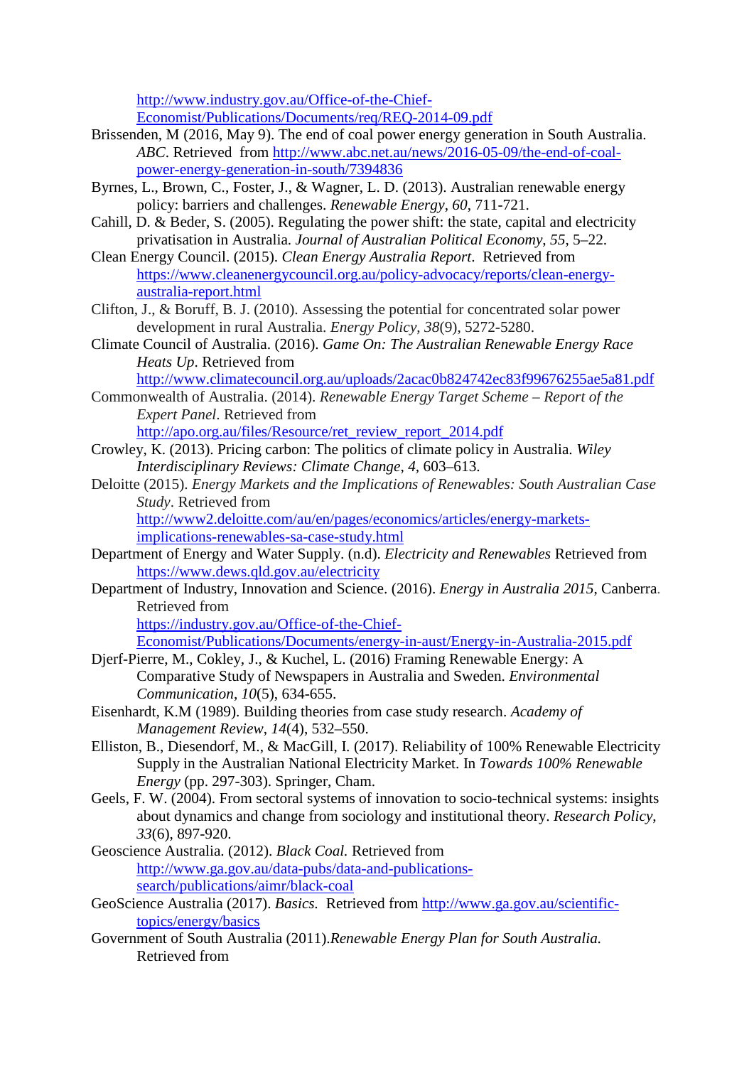http://www.industry.gov.au/Office-of-the-Chief-Economist/Publications/Documents/req/REQ-2014-09.pdf

Brissenden, M (2016, May 9). The end of coal power energy generation in South Australia. *ABC*. Retrieved from http://www.abc.net.au/news/2016-05-09/the-end-of-coal-power-energy-generation-in-south/7394836

Byrnes, L., Brown, C., Foster, J., & Wagner, L. D. (2013). Australian renewable energy policy: barriers and challenges. *Renewable Energy*, *60*, 711-721.

Cahill, D. & Beder, S. (2005). Regulating the power shift: the state, capital and electricity privatisation in Australia. *Journal of Australian Political Economy*, *55*, 5–22.

Clean Energy Council. (2015). *Clean Energy Australia Report*. Retrieved from https://www.cleanenergycouncil.org.au/policy-advocacy/reports/clean-energy-australia-report.html

Clifton, J., & Boruff, B. J. (2010). Assessing the potential for concentrated solar power development in rural Australia. *Energy Policy*, *38*(9), 5272-5280.

Climate Council of Australia. (2016). *Game On: The Australian Renewable Energy Race Heats Up*. Retrieved from http://www.climatecouncil.org.au/uploads/2acac0b824742ec83f99676255ae5a81.pdf

Commonwealth of Australia. (2014). *Renewable Energy Target Scheme – Report of the Expert Panel*. Retrieved from http://apo.org.au/files/Resource/ret_review_report_2014.pdf

Crowley, K. (2013). Pricing carbon: The politics of climate policy in Australia. *Wiley Interdisciplinary Reviews: Climate Change*, *4*, 603–613.

Deloitte (2015). *Energy Markets and the Implications of Renewables: South Australian Case Study*. Retrieved from http://www2.deloitte.com/au/en/pages/economics/articles/energy-markets-implications-renewables-sa-case-study.html

Department of Energy and Water Supply. (n.d). *Electricity and Renewables* Retrieved from https://www.dews.qld.gov.au/electricity

Department of Industry, Innovation and Science. (2016). *Energy in Australia 2015*, Canberra. Retrieved from https://industry.gov.au/Office-of-the-Chief-Economist/Publications/Documents/energy-in-aust/Energy-in-Australia-2015.pdf

Djerf-Pierre, M., Cokley, J., & Kuchel, L. (2016) Framing Renewable Energy: A Comparative Study of Newspapers in Australia and Sweden. *Environmental Communication*, *10*(5), 634-655.

Eisenhardt, K.M (1989). Building theories from case study research. *Academy of Management Review*, *14*(4), 532–550.

Elliston, B., Diesendorf, M., & MacGill, I. (2017). Reliability of 100% Renewable Electricity Supply in the Australian National Electricity Market. In *Towards 100% Renewable Energy* (pp. 297-303). Springer, Cham.

Geels, F. W. (2004). From sectoral systems of innovation to socio-technical systems: insights about dynamics and change from sociology and institutional theory. *Research Policy*, *33*(6), 897-920.

Geoscience Australia. (2012). *Black Coal.* Retrieved from http://www.ga.gov.au/data-pubs/data-and-publications-search/publications/aimr/black-coal

GeoScience Australia (2017). *Basics.* Retrieved from http://www.ga.gov.au/scientific-topics/energy/basics

Government of South Australia (2011).*Renewable Energy Plan for South Australia.* Retrieved from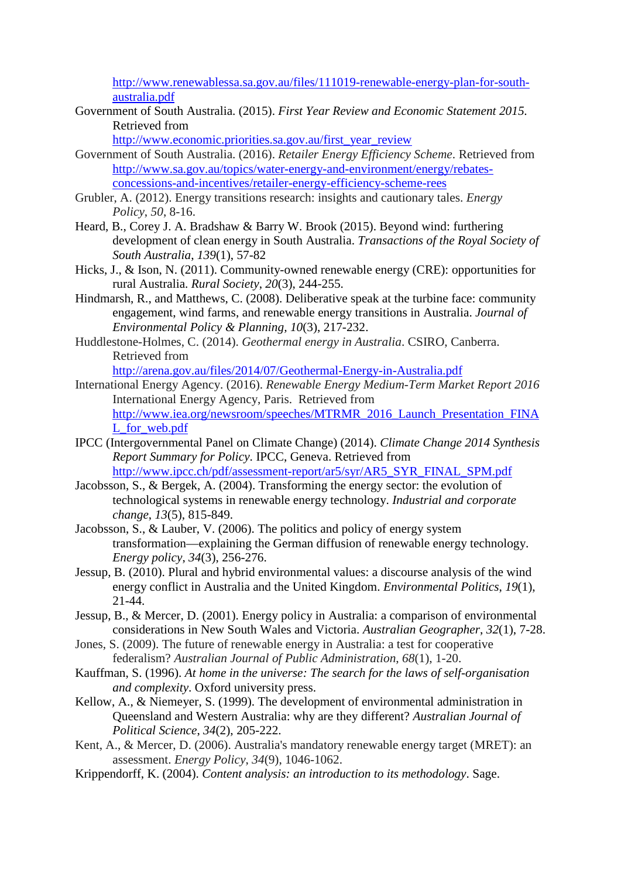http://www.renewablessa.sa.gov.au/files/111019-renewable-energy-plan-for-south-australia.pdf

Government of South Australia. (2015). *First Year Review and Economic Statement 2015*. Retrieved from http://www.economic.priorities.sa.gov.au/first_year_review

Government of South Australia. (2016). *Retailer Energy Efficiency Scheme*. Retrieved from http://www.sa.gov.au/topics/water-energy-and-environment/energy/rebates-concessions-and-incentives/retailer-energy-efficiency-scheme-rees

Grubler, A. (2012). Energy transitions research: insights and cautionary tales. *Energy Policy*, *50*, 8-16.

Heard, B., Corey J. A. Bradshaw & Barry W. Brook (2015). Beyond wind: furthering development of clean energy in South Australia. *Transactions of the Royal Society of South Australia*, *139*(1), 57-82

Hicks, J., & Ison, N. (2011). Community-owned renewable energy (CRE): opportunities for rural Australia. *Rural Society*, *20*(3), 244-255.

Hindmarsh, R., and Matthews, C. (2008). Deliberative speak at the turbine face: community engagement, wind farms, and renewable energy transitions in Australia. *Journal of Environmental Policy & Planning*, *10*(3), 217-232.

Huddlestone-Holmes, C. (2014). *Geothermal energy in Australia*. CSIRO, Canberra. Retrieved from http://arena.gov.au/files/2014/07/Geothermal-Energy-in-Australia.pdf

International Energy Agency. (2016). *Renewable Energy Medium-Term Market Report 2016* International Energy Agency, Paris. Retrieved from http://www.iea.org/newsroom/speeches/MTRMR_2016_Launch_Presentation_FINAL_for_web.pdf

IPCC (Intergovernmental Panel on Climate Change) (2014). *Climate Change 2014 Synthesis Report Summary for Policy*. IPCC, Geneva. Retrieved from http://www.ipcc.ch/pdf/assessment-report/ar5/syr/AR5_SYR_FINAL_SPM.pdf

Jacobsson, S., & Bergek, A. (2004). Transforming the energy sector: the evolution of technological systems in renewable energy technology. *Industrial and corporate change*, *13*(5), 815-849.

Jacobsson, S., & Lauber, V. (2006). The politics and policy of energy system transformation—explaining the German diffusion of renewable energy technology. *Energy policy*, *34*(3), 256-276.

Jessup, B. (2010). Plural and hybrid environmental values: a discourse analysis of the wind energy conflict in Australia and the United Kingdom. *Environmental Politics*, *19*(1), 21-44.

Jessup, B., & Mercer, D. (2001). Energy policy in Australia: a comparison of environmental considerations in New South Wales and Victoria. *Australian Geographer*, *32*(1), 7-28.

Jones, S. (2009). The future of renewable energy in Australia: a test for cooperative federalism? *Australian Journal of Public Administration*, *68*(1), 1-20.

Kauffman, S. (1996). *At home in the universe: The search for the laws of self-organisation and complexity*. Oxford university press.

Kellow, A., & Niemeyer, S. (1999). The development of environmental administration in Queensland and Western Australia: why are they different? *Australian Journal of Political Science*, *34*(2), 205-222.

Kent, A., & Mercer, D. (2006). Australia's mandatory renewable energy target (MRET): an assessment. *Energy Policy*, *34*(9), 1046-1062.

Krippendorff, K. (2004). *Content analysis: an introduction to its methodology*. Sage.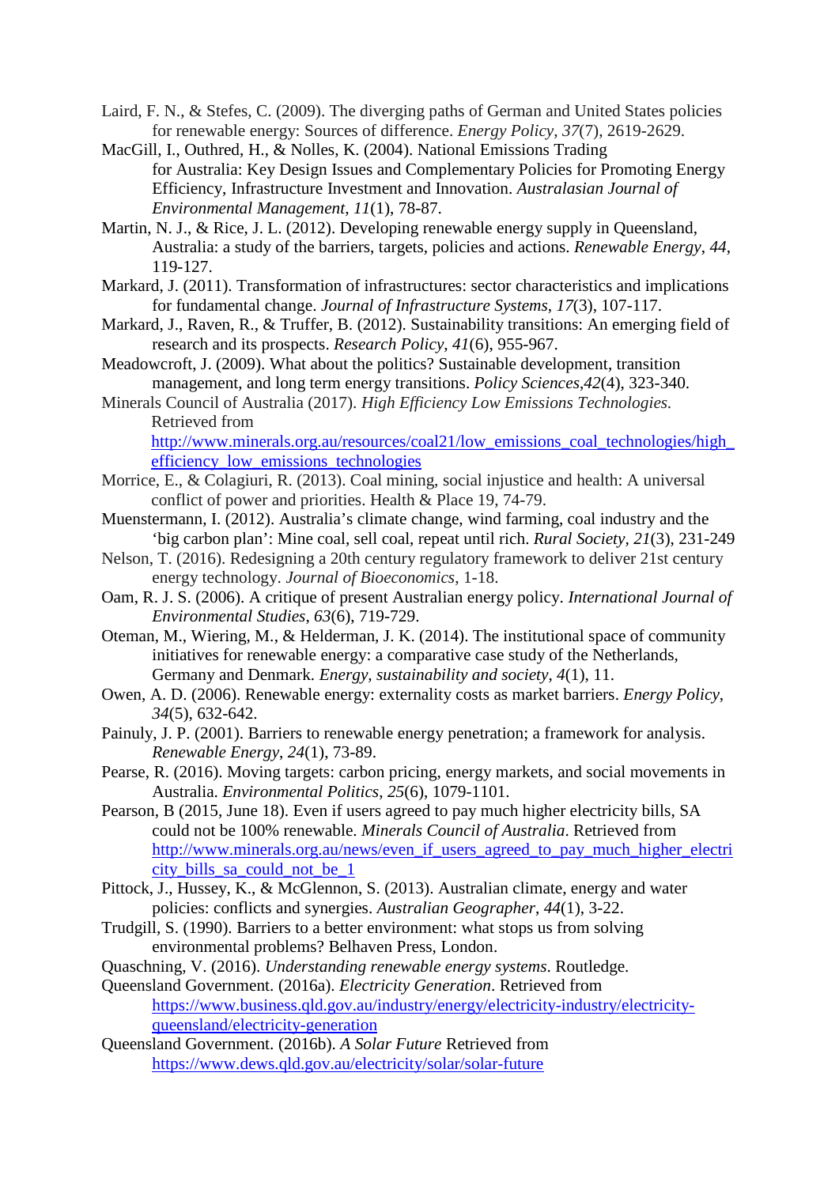Laird, F. N., & Stefes, C. (2009). The diverging paths of German and United States policies for renewable energy: Sources of difference. *Energy Policy*, *37*(7), 2619-2629.

MacGill, I., Outhred, H., & Nolles, K. (2004). National Emissions Trading for Australia: Key Design Issues and Complementary Policies for Promoting Energy Efficiency, Infrastructure Investment and Innovation. *Australasian Journal of Environmental Management*, *11*(1), 78-87.

Martin, N. J., & Rice, J. L. (2012). Developing renewable energy supply in Queensland, Australia: a study of the barriers, targets, policies and actions. *Renewable Energy*, *44*, 119-127.

Markard, J. (2011). Transformation of infrastructures: sector characteristics and implications for fundamental change. *Journal of Infrastructure Systems*, *17*(3), 107-117.

Markard, J., Raven, R., & Truffer, B. (2012). Sustainability transitions: An emerging field of research and its prospects. *Research Policy*, *41*(6), 955-967.

Meadowcroft, J. (2009). What about the politics? Sustainable development, transition management, and long term energy transitions. *Policy Sciences*,*42*(4), 323-340.

Minerals Council of Australia (2017). *High Efficiency Low Emissions Technologies.* Retrieved from [http://www.minerals.org.au/resources/coal21/low_emissions_coal_technologies/high_efficiency_low_emissions_technologies](http://www.minerals.org.au/resources/coal21/low_emissions_coal_technologies/high_efficiency_low_emissions_technologies)

Morrice, E., & Colagiuri, R. (2013). Coal mining, social injustice and health: A universal conflict of power and priorities. Health & Place 19, 74-79.

Muenstermann, I. (2012). Australia's climate change, wind farming, coal industry and the 'big carbon plan': Mine coal, sell coal, repeat until rich. *Rural Society*, *21*(3), 231-249

Nelson, T. (2016). Redesigning a 20th century regulatory framework to deliver 21st century energy technology. *Journal of Bioeconomics*, 1-18.

Oam, R. J. S. (2006). A critique of present Australian energy policy. *International Journal of Environmental Studies*, *63*(6), 719-729.

Oteman, M., Wiering, M., & Helderman, J. K. (2014). The institutional space of community initiatives for renewable energy: a comparative case study of the Netherlands, Germany and Denmark. *Energy, sustainability and society*, *4*(1), 11.

Owen, A. D. (2006). Renewable energy: externality costs as market barriers. *Energy Policy*, *34*(5), 632-642.

Painuly, J. P. (2001). Barriers to renewable energy penetration; a framework for analysis. *Renewable Energy*, *24*(1), 73-89.

Pearse, R. (2016). Moving targets: carbon pricing, energy markets, and social movements in Australia. *Environmental Politics*, *25*(6), 1079-1101.

Pearson, B (2015, June 18). Even if users agreed to pay much higher electricity bills, SA could not be 100% renewable. *Minerals Council of Australia*. Retrieved from [http://www.minerals.org.au/news/even_if_users_agreed_to_pay_much_higher_electricity_bills_sa_could_not_be_1](http://www.minerals.org.au/news/even_if_users_agreed_to_pay_much_higher_electricity_bills_sa_could_not_be_1)

Pittock, J., Hussey, K., & McGlennon, S. (2013). Australian climate, energy and water policies: conflicts and synergies. *Australian Geographer*, *44*(1), 3-22.

Trudgill, S. (1990). Barriers to a better environment: what stops us from solving environmental problems? Belhaven Press, London.

Quaschning, V. (2016). *Understanding renewable energy systems*. Routledge.

Queensland Government. (2016a). *Electricity Generation*. Retrieved from [https://www.business.qld.gov.au/industry/energy/electricity-industry/electricity-queensland/electricity-generation](https://www.business.qld.gov.au/industry/energy/electricity-industry/electricity-queensland/electricity-generation)

Queensland Government. (2016b). *A Solar Future* Retrieved from [https://www.dews.qld.gov.au/electricity/solar/solar-future](https://www.dews.qld.gov.au/electricity/solar/solar-future)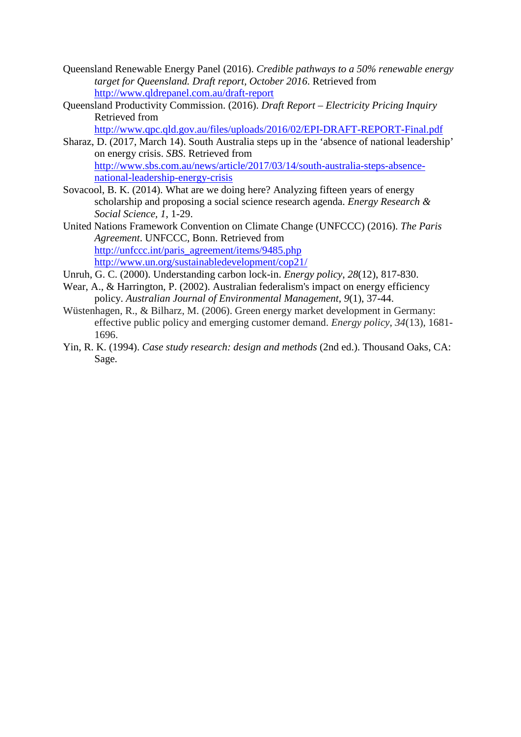Queensland Renewable Energy Panel (2016). *Credible pathways to a 50% renewable energy target for Queensland. Draft report, October 2016*. Retrieved from http://www.qldrepanel.com.au/draft-report

Queensland Productivity Commission. (2016). *Draft Report – Electricity Pricing Inquiry* Retrieved from http://www.qpc.qld.gov.au/files/uploads/2016/02/EPI-DRAFT-REPORT-Final.pdf

Sharaz, D. (2017, March 14). South Australia steps up in the 'absence of national leadership' on energy crisis. *SBS*. Retrieved from http://www.sbs.com.au/news/article/2017/03/14/south-australia-steps-absence-national-leadership-energy-crisis

Sovacool, B. K. (2014). What are we doing here? Analyzing fifteen years of energy scholarship and proposing a social science research agenda. *Energy Research & Social Science, 1*, 1-29.

United Nations Framework Convention on Climate Change (UNFCCC) (2016). *The Paris Agreement*. UNFCCC, Bonn. Retrieved from http://unfccc.int/paris_agreement/items/9485.php http://www.un.org/sustainabledevelopment/cop21/

Unruh, G. C. (2000). Understanding carbon lock-in. *Energy policy*, *28*(12), 817-830.

Wear, A., & Harrington, P. (2002). Australian federalism's impact on energy efficiency policy. *Australian Journal of Environmental Management*, *9*(1), 37-44.

Wüstenhagen, R., & Bilharz, M. (2006). Green energy market development in Germany: effective public policy and emerging customer demand. *Energy policy*, *34*(13), 1681-1696.

Yin, R. K. (1994). *Case study research: design and methods* (2nd ed.). Thousand Oaks, CA: Sage.